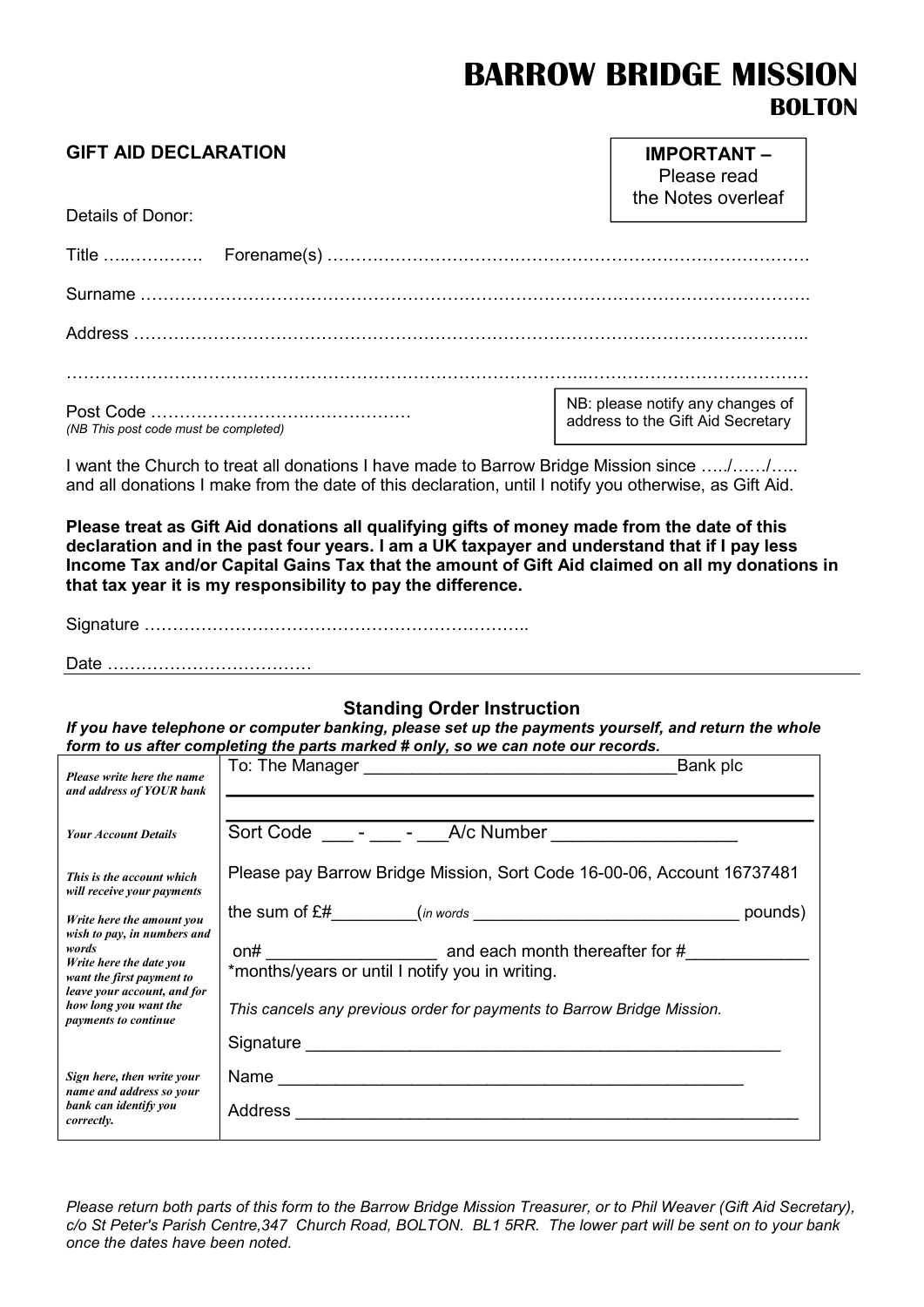# BARROW BRIDGE MISSION

## BOLTON

**GIFT AID DECLARATION**

**IMPORTANT –**
Please read
the Notes overleaf

Details of Donor:

Title ….…………. Forename(s) ……………………………………………………………………….

Surname ……………………………………………………………………………………………….

Address ………………………………………………………………………………………………..

………………………………………………………………………………………………………………

Post Code ……………………….………………
*(NB This post code must be completed)*

NB: please notify any changes of address to the Gift Aid Secretary

I want the Church to treat all donations I have made to Barrow Bridge Mission since …../……/….. and all donations I make from the date of this declaration, until I notify you otherwise, as Gift Aid.

**Please treat as Gift Aid donations all qualifying gifts of money made from the date of this declaration and in the past four years. I am a UK taxpayer and understand that if I pay less Income Tax and/or Capital Gains Tax that the amount of Gift Aid claimed on all my donations in that tax year it is my responsibility to pay the difference.**

Signature …………………………………………………………..

Date ………………………………

### Standing Order Instruction

***If you have telephone or computer banking, please set up the payments yourself, and return the whole form to us after completing the parts marked # only, so we can note our records.***

| | |
|---|---|
| *Please write here the name and address of YOUR bank* | To: The Manager ________________________________Bank plc<br>______________________________________________________ |
| *Your Account Details* | Sort Code ___ - ___ - ___A/c Number __________________ |
| *This is the account which will receive your payments* | Please pay Barrow Bridge Mission, Sort Code 16-00-06, Account 16737481 |
| *Write here the amount you wish to pay, in numbers and words* | the sum of £#_________(*in words* ____________________________ pounds) |
| *Write here the date you want the first payment to leave your account, and for how long you want the payments to continue* | on# __________________ and each month thereafter for #_____________<br>*months/years or until I notify you in writing.<br>*This cancels any previous order for payments to Barrow Bridge Mission.* |
| *Sign here, then write your name and address so your bank can identify you correctly.* | Signature ____________________________________________________<br>Name _______________________________________________<br>Address ______________________________________________________ |

*Please return both parts of this form to the Barrow Bridge Mission Treasurer, or to Phil Weaver (Gift Aid Secretary), c/o St Peter's Parish Centre,347 Church Road, BOLTON. BL1 5RR. The lower part will be sent on to your bank once the dates have been noted.*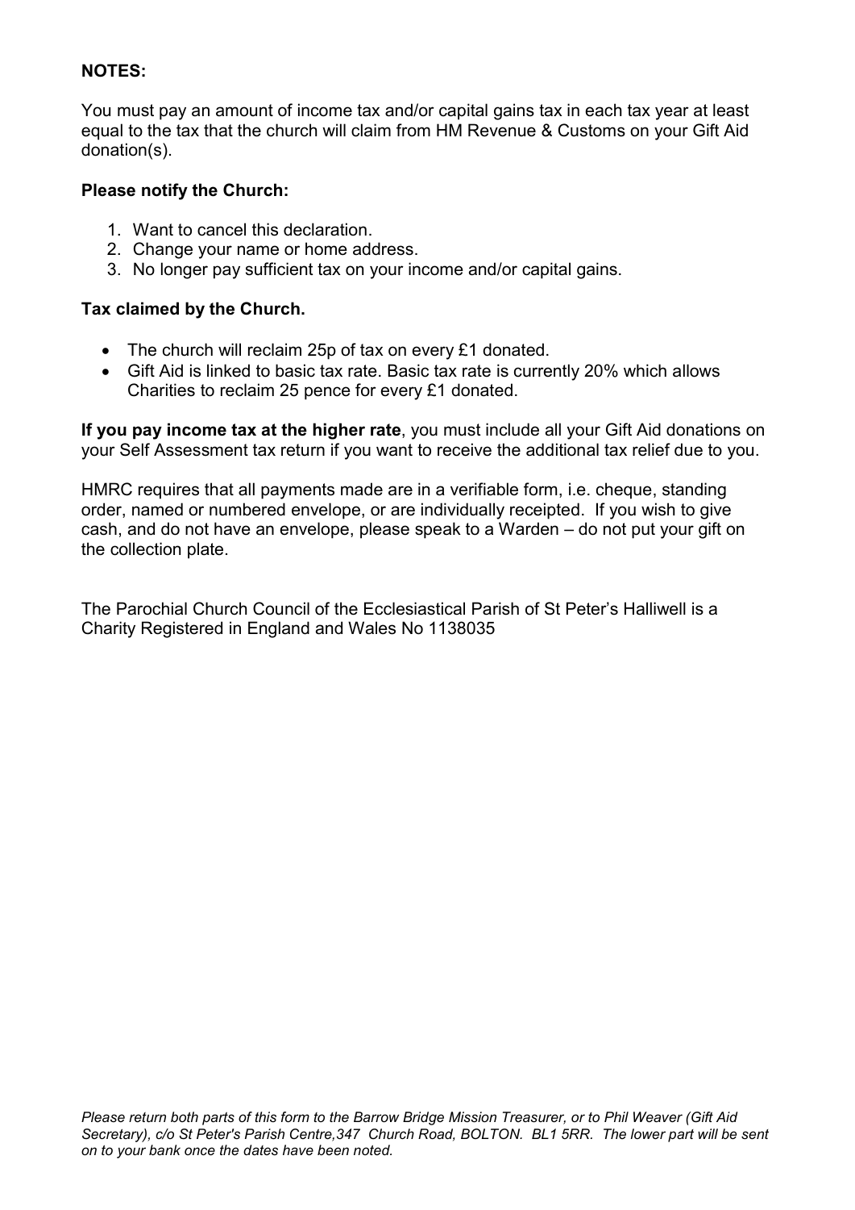**NOTES:**

You must pay an amount of income tax and/or capital gains tax in each tax year at least equal to the tax that the church will claim from HM Revenue & Customs on your Gift Aid donation(s).

**Please notify the Church:**

1. Want to cancel this declaration.
2. Change your name or home address.
3. No longer pay sufficient tax on your income and/or capital gains.

**Tax claimed by the Church.**

- The church will reclaim 25p of tax on every £1 donated.
- Gift Aid is linked to basic tax rate. Basic tax rate is currently 20% which allows Charities to reclaim 25 pence for every £1 donated.

**If you pay income tax at the higher rate**, you must include all your Gift Aid donations on your Self Assessment tax return if you want to receive the additional tax relief due to you.

HMRC requires that all payments made are in a verifiable form, i.e. cheque, standing order, named or numbered envelope, or are individually receipted. If you wish to give cash, and do not have an envelope, please speak to a Warden – do not put your gift on the collection plate.

The Parochial Church Council of the Ecclesiastical Parish of St Peter's Halliwell is a Charity Registered in England and Wales No 1138035

*Please return both parts of this form to the Barrow Bridge Mission Treasurer, or to Phil Weaver (Gift Aid Secretary), c/o St Peter's Parish Centre,347 Church Road, BOLTON. BL1 5RR. The lower part will be sent on to your bank once the dates have been noted.*